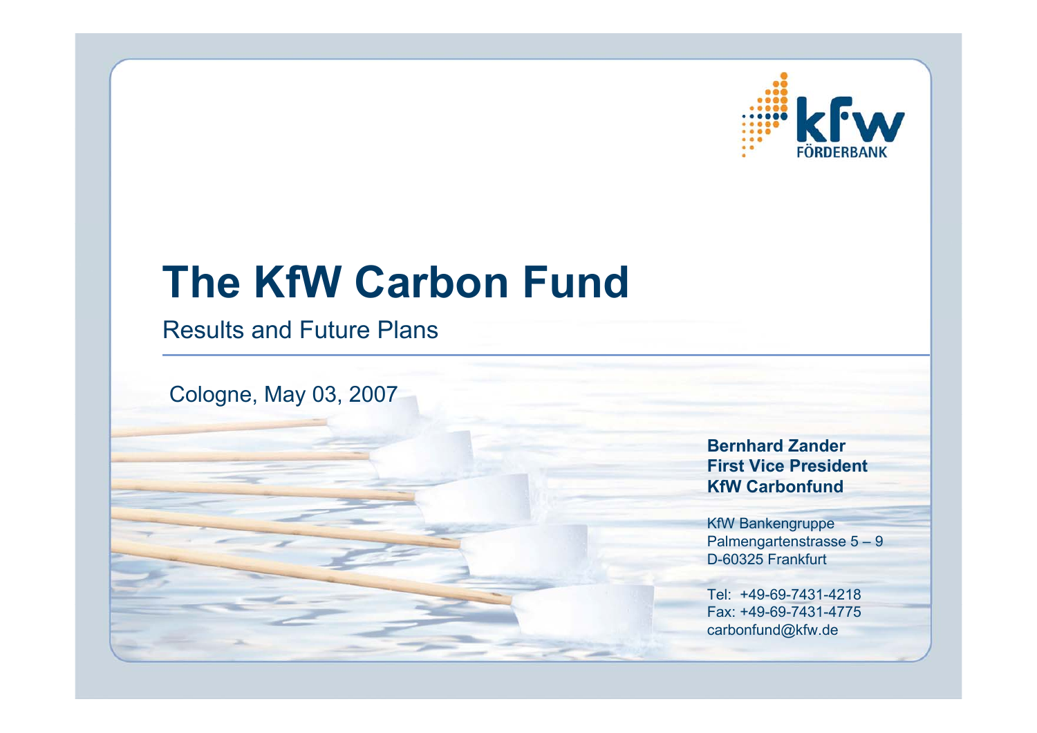# The KfW Carbon Fund

Results and Future Plans

Cologne, May 03, 2007

**Bernhard Zander**
**First Vice President**
**KfW Carbonfund**

KfW Bankengruppe
Palmengartenstrasse 5 – 9
D-60325 Frankfurt

Tel: +49-69-7431-4218
Fax: +49-69-7431-4775
carbonfund@kfw.de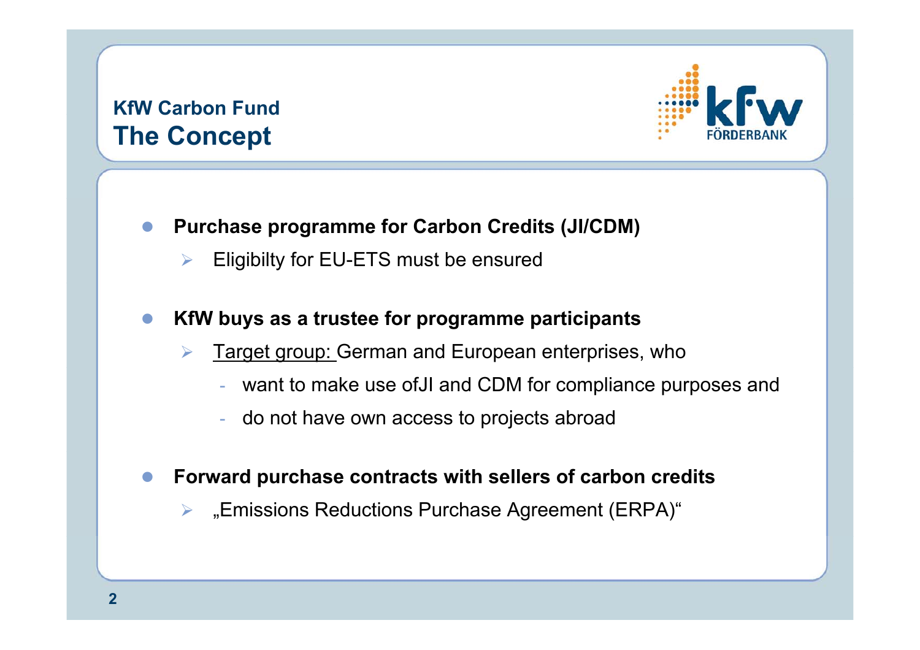## KfW Carbon Fund

# The Concept

- **Purchase programme for Carbon Credits (JI/CDM)**
  - Eligibilty for EU-ETS must be ensured
- **KfW buys as a trustee for programme participants**
  - <u>Target group:</u> German and European enterprises, who
    - want to make use ofJI and CDM for compliance purposes and
    - do not have own access to projects abroad
- **Forward purchase contracts with sellers of carbon credits**
  - „Emissions Reductions Purchase Agreement (ERPA)“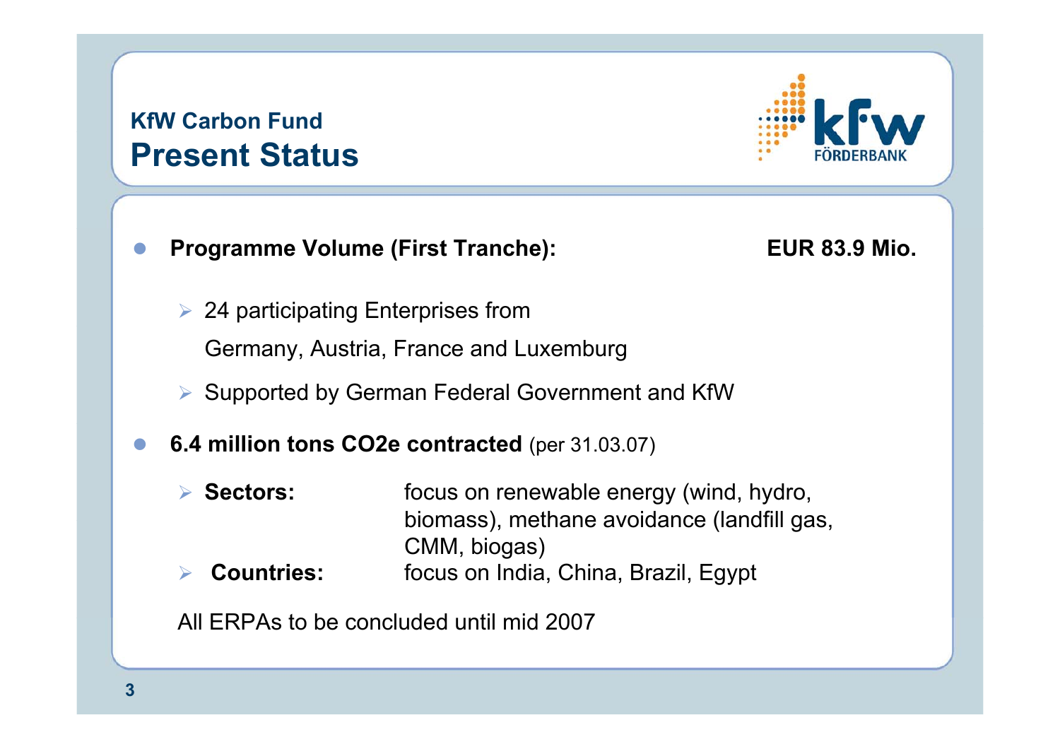## KfW Carbon Fund

# Present Status

- **Programme Volume (First Tranche): EUR 83.9 Mio.**
  - 24 participating Enterprises from Germany, Austria, France and Luxemburg
  - Supported by German Federal Government and KfW
- **6.4 million tons CO2e contracted** (per 31.03.07)
  - **Sectors:** focus on renewable energy (wind, hydro, biomass), methane avoidance (landfill gas, CMM, biogas)
  - **Countries:** focus on India, China, Brazil, Egypt

All ERPAs to be concluded until mid 2007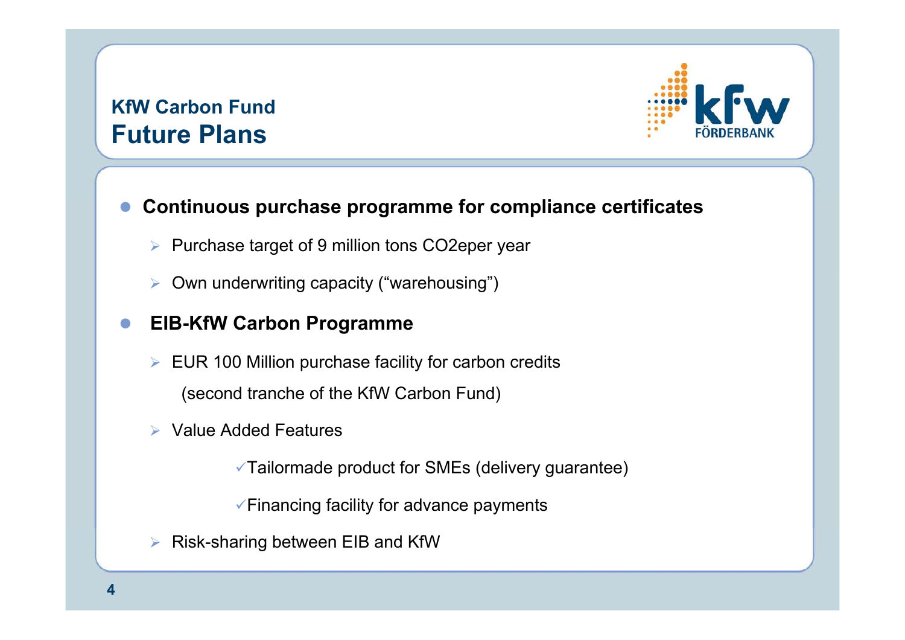## KfW Carbon Fund

# Future Plans

- **Continuous purchase programme for compliance certificates**
  - Purchase target of 9 million tons $CO_2$e per year
  - Own underwriting capacity (“warehousing”)
- **EIB-KfW Carbon Programme**
  - EUR 100 Million purchase facility for carbon credits (second tranche of the KfW Carbon Fund)
  - Value Added Features
    - ✓Tailormade product for SMEs (delivery guarantee)
    - ✓Financing facility for advance payments
  - Risk-sharing between EIB and KfW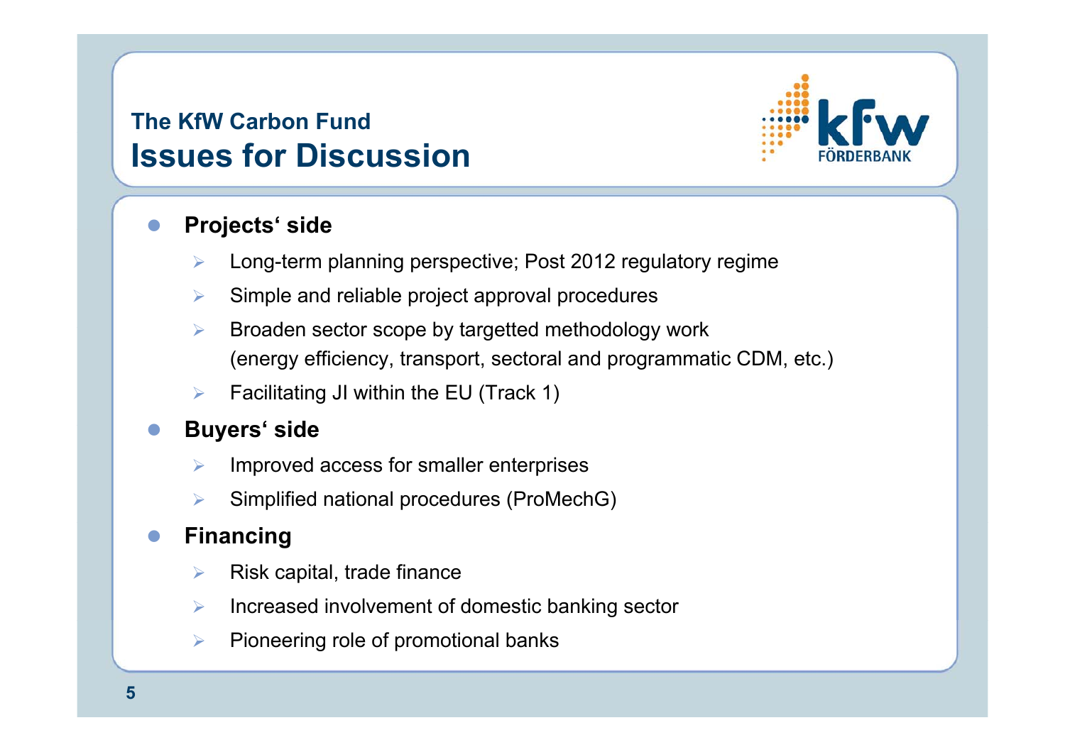## The KfW Carbon Fund

# Issues for Discussion

- **Projects‘ side**
  - Long-term planning perspective; Post 2012 regulatory regime
  - Simple and reliable project approval procedures
  - Broaden sector scope by targetted methodology work (energy efficiency, transport, sectoral and programmatic CDM, etc.)
  - Facilitating JI within the EU (Track 1)
- **Buyers‘ side**
  - Improved access for smaller enterprises
  - Simplified national procedures (ProMechG)
- **Financing**
  - Risk capital, trade finance
  - Increased involvement of domestic banking sector
  - Pioneering role of promotional banks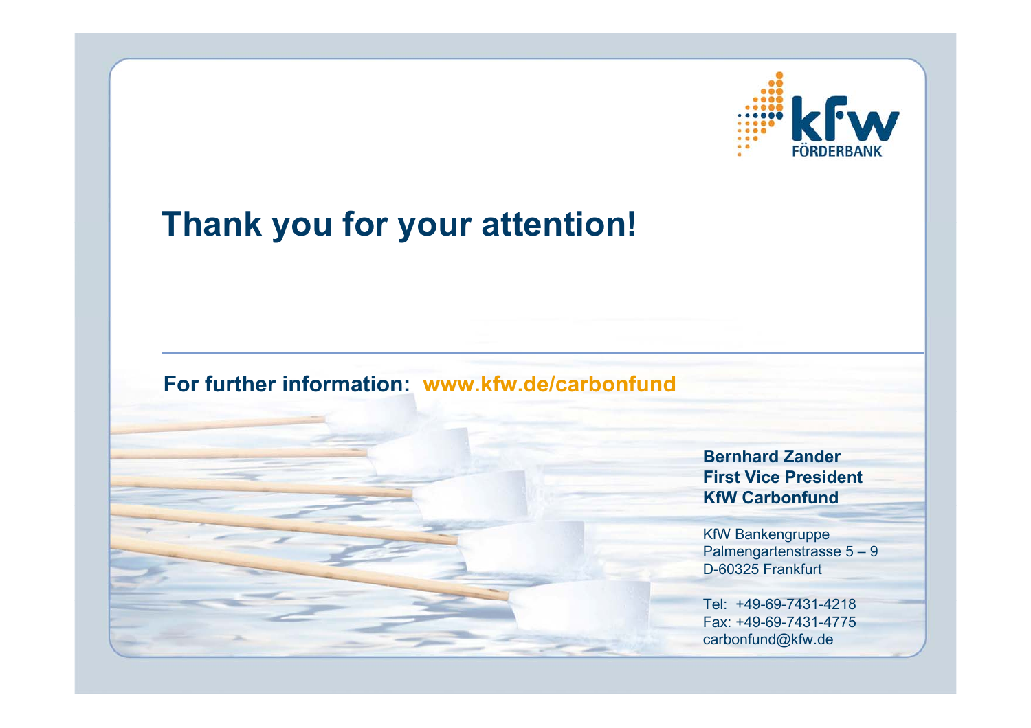# Thank you for your attention!

**For further information:** **www.kfw.de/carbonfund**

**Bernhard Zander**
**First Vice President**
**KfW Carbonfund**

KfW Bankengruppe
Palmengartenstrasse 5 – 9
D-60325 Frankfurt

Tel: +49-69-7431-4218
Fax: +49-69-7431-4775
carbonfund@kfw.de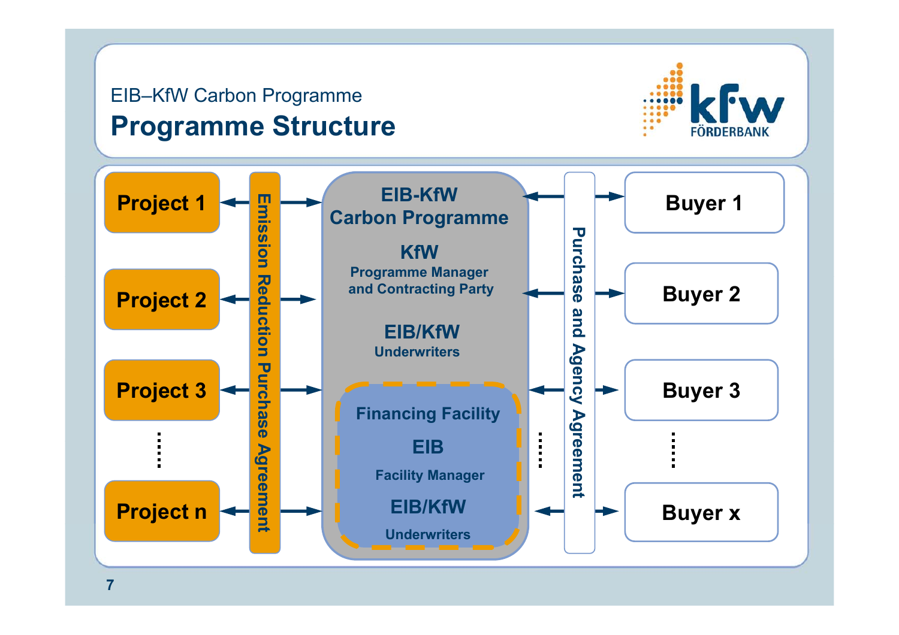EIB–KfW Carbon Programme

# Programme Structure

Project 1

Project 2

Project 3

Project n

Emission Reduction Purchase Agreement

EIB-KfW
Carbon Programme

KfW
Programme Manager
and Contracting Party

EIB/KfW
Underwriters

Financing Facility

EIB
Facility Manager

EIB/KfW
Underwriters

Purchase and Agency Agreement

Buyer 1

Buyer 2

Buyer 3

Buyer x